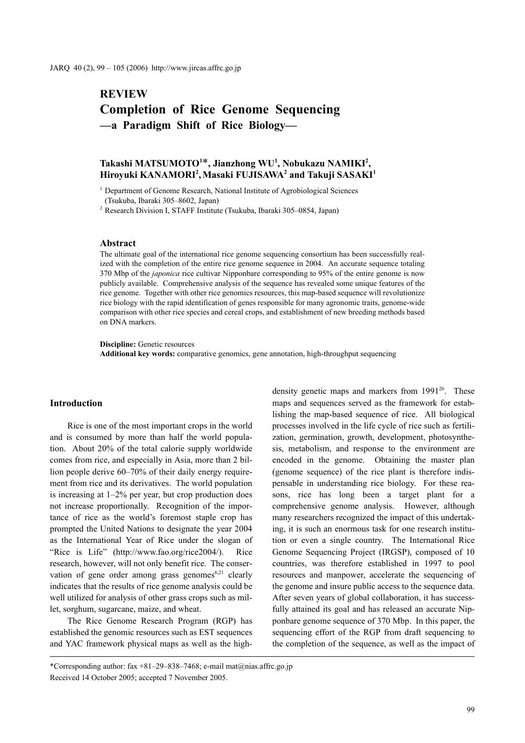## REVIEW

# Completion of Rice Genome Sequencing —a Paradigm Shift of Rice Biology—

**Takashi MATSUMOTO[1]\*, Jianzhong WU[1], Nobukazu NAMIKI[2], Hiroyuki KANAMORI[2], Masaki FUJISAWA[2] and Takuji SASAKI[1]**

[1] Department of Genome Research, National Institute of Agrobiological Sciences (Tsukuba, Ibaraki 305–8602, Japan)

[2] Research Division I, STAFF Institute (Tsukuba, Ibaraki 305–0854, Japan)

### Abstract

The ultimate goal of the international rice genome sequencing consortium has been successfully realized with the completion of the entire rice genome sequence in 2004. An accurate sequence totaling 370 Mbp of the *japonica* rice cultivar Nipponbare corresponding to 95% of the entire genome is now publicly available. Comprehensive analysis of the sequence has revealed some unique features of the rice genome. Together with other rice genomics resources, this map-based sequence will revolutionize rice biology with the rapid identification of genes responsible for many agronomic traits, genome-wide comparison with other rice species and cereal crops, and establishment of new breeding methods based on DNA markers.

**Discipline:** Genetic resources
**Additional key words:** comparative genomics, gene annotation, high-throughput sequencing

## Introduction

Rice is one of the most important crops in the world and is consumed by more than half the world population. About 20% of the total calorie supply worldwide comes from rice, and especially in Asia, more than 2 billion people derive 60–70% of their daily energy requirement from rice and its derivatives. The world population is increasing at 1–2% per year, but crop production does not increase proportionally. Recognition of the importance of rice as the world's foremost staple crop has prompted the United Nations to designate the year 2004 as the International Year of Rice under the slogan of "Rice is Life" (http://www.fao.org/rice2004/). Rice research, however, will not only benefit rice. The conservation of gene order among grass genomes[6,21] clearly indicates that the results of rice genome analysis could be well utilized for analysis of other grass crops such as millet, sorghum, sugarcane, maize, and wheat.

The Rice Genome Research Program (RGP) has established the genomic resources such as EST sequences and YAC framework physical maps as well as the high-density genetic maps and markers from 1991[26]. These maps and sequences served as the framework for establishing the map-based sequence of rice. All biological processes involved in the life cycle of rice such as fertilization, germination, growth, development, photosynthesis, metabolism, and response to the environment are encoded in the genome. Obtaining the master plan (genome sequence) of the rice plant is therefore indispensable in understanding rice biology. For these reasons, rice has long been a target plant for a comprehensive genome analysis. However, although many researchers recognized the impact of this undertaking, it is such an enormous task for one research institution or even a single country. The International Rice Genome Sequencing Project (IRGSP), composed of 10 countries, was therefore established in 1997 to pool resources and manpower, accelerate the sequencing of the genome and insure public access to the sequence data. After seven years of global collaboration, it has successfully attained its goal and has released an accurate Nipponbare genome sequence of 370 Mbp. In this paper, the sequencing effort of the RGP from draft sequencing to the completion of the sequence, as well as the impact of

\*Corresponding author: fax +81–29–838–7468; e-mail mat@nias.affrc.go.jp
Received 14 October 2005; accepted 7 November 2005.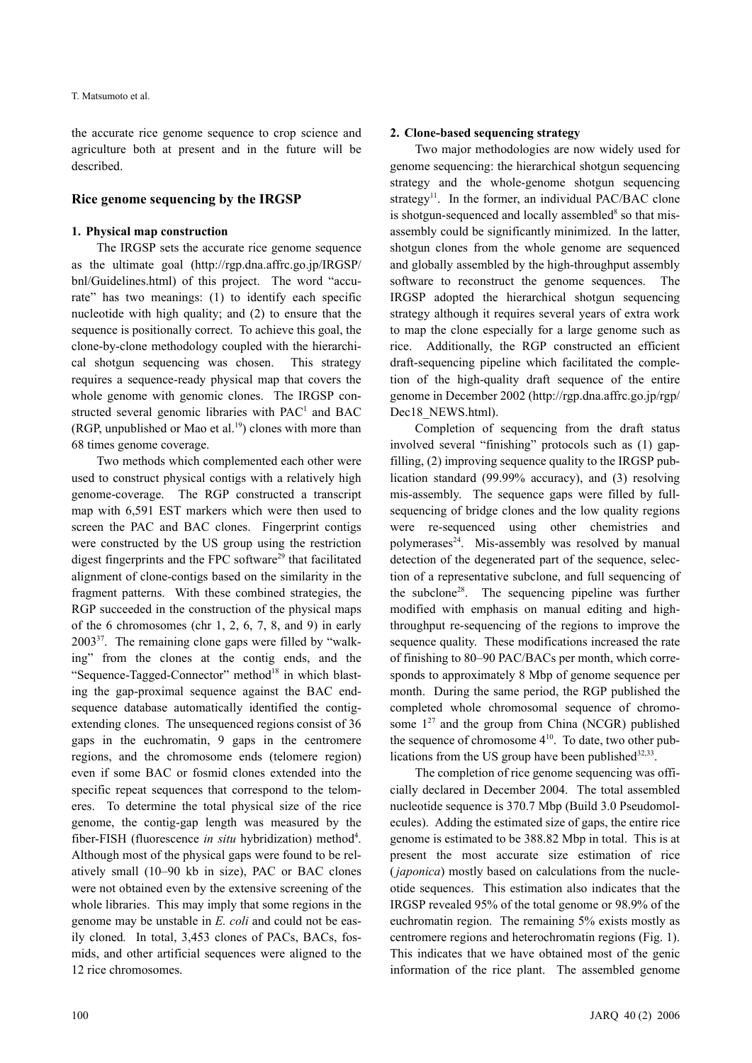the accurate rice genome sequence to crop science and agriculture both at present and in the future will be described.

## Rice genome sequencing by the IRGSP

### 1. Physical map construction

The IRGSP sets the accurate rice genome sequence as the ultimate goal (http://rgp.dna.affrc.go.jp/IRGSP/bnl/Guidelines.html) of this project. The word "accurate" has two meanings: (1) to identify each specific nucleotide with high quality; and (2) to ensure that the sequence is positionally correct. To achieve this goal, the clone-by-clone methodology coupled with the hierarchical shotgun sequencing was chosen. This strategy requires a sequence-ready physical map that covers the whole genome with genomic clones. The IRGSP constructed several genomic libraries with PAC[1] and BAC (RGP, unpublished or Mao et al.[19]) clones with more than 68 times genome coverage.

Two methods which complemented each other were used to construct physical contigs with a relatively high genome-coverage. The RGP constructed a transcript map with 6,591 EST markers which were then used to screen the PAC and BAC clones. Fingerprint contigs were constructed by the US group using the restriction digest fingerprints and the FPC software[29] that facilitated alignment of clone-contigs based on the similarity in the fragment patterns. With these combined strategies, the RGP succeeded in the construction of the physical maps of the 6 chromosomes (chr 1, 2, 6, 7, 8, and 9) in early 2003[37]. The remaining clone gaps were filled by "walking" from the clones at the contig ends, and the "Sequence-Tagged-Connector" method[18] in which blasting the gap-proximal sequence against the BAC end-sequence database automatically identified the contig-extending clones. The unsequenced regions consist of 36 gaps in the euchromatin, 9 gaps in the centromere regions, and the chromosome ends (telomere region) even if some BAC or fosmid clones extended into the specific repeat sequences that correspond to the telomeres. To determine the total physical size of the rice genome, the contig-gap length was measured by the fiber-FISH (fluorescence *in situ* hybridization) method[4]. Although most of the physical gaps were found to be relatively small (10–90 kb in size), PAC or BAC clones were not obtained even by the extensive screening of the whole libraries. This may imply that some regions in the genome may be unstable in *E. coli* and could not be easily cloned*.* In total, 3,453 clones of PACs, BACs, fosmids, and other artificial sequences were aligned to the 12 rice chromosomes.

### 2. Clone-based sequencing strategy

Two major methodologies are now widely used for genome sequencing: the hierarchical shotgun sequencing strategy and the whole-genome shotgun sequencing strategy[11]. In the former, an individual PAC/BAC clone is shotgun-sequenced and locally assembled[8] so that misassembly could be significantly minimized. In the latter, shotgun clones from the whole genome are sequenced and globally assembled by the high-throughput assembly software to reconstruct the genome sequences. The IRGSP adopted the hierarchical shotgun sequencing strategy although it requires several years of extra work to map the clone especially for a large genome such as rice. Additionally, the RGP constructed an efficient draft-sequencing pipeline which facilitated the completion of the high-quality draft sequence of the entire genome in December 2002 (http://rgp.dna.affrc.go.jp/rgp/Dec18_NEWS.html).

Completion of sequencing from the draft status involved several "finishing" protocols such as (1) gap-filling, (2) improving sequence quality to the IRGSP publication standard (99.99% accuracy), and (3) resolving mis-assembly. The sequence gaps were filled by full-sequencing of bridge clones and the low quality regions were re-sequenced using other chemistries and polymerases[24]. Mis-assembly was resolved by manual detection of the degenerated part of the sequence, selection of a representative subclone, and full sequencing of the subclone[28]. The sequencing pipeline was further modified with emphasis on manual editing and high-throughput re-sequencing of the regions to improve the sequence quality. These modifications increased the rate of finishing to 80–90 PAC/BACs per month, which corresponds to approximately 8 Mbp of genome sequence per month. During the same period, the RGP published the completed whole chromosomal sequence of chromosome 1[27] and the group from China (NCGR) published the sequence of chromosome 4[10]. To date, two other publications from the US group have been published[32,33].

The completion of rice genome sequencing was officially declared in December 2004. The total assembled nucleotide sequence is 370.7 Mbp (Build 3.0 Pseudomolecules). Adding the estimated size of gaps, the entire rice genome is estimated to be 388.82 Mbp in total. This is at present the most accurate size estimation of rice (*japonica*) mostly based on calculations from the nucleotide sequences. This estimation also indicates that the IRGSP revealed 95% of the total genome or 98.9% of the euchromatin region. The remaining 5% exists mostly as centromere regions and heterochromatin regions (Fig. 1). This indicates that we have obtained most of the genic information of the rice plant. The assembled genome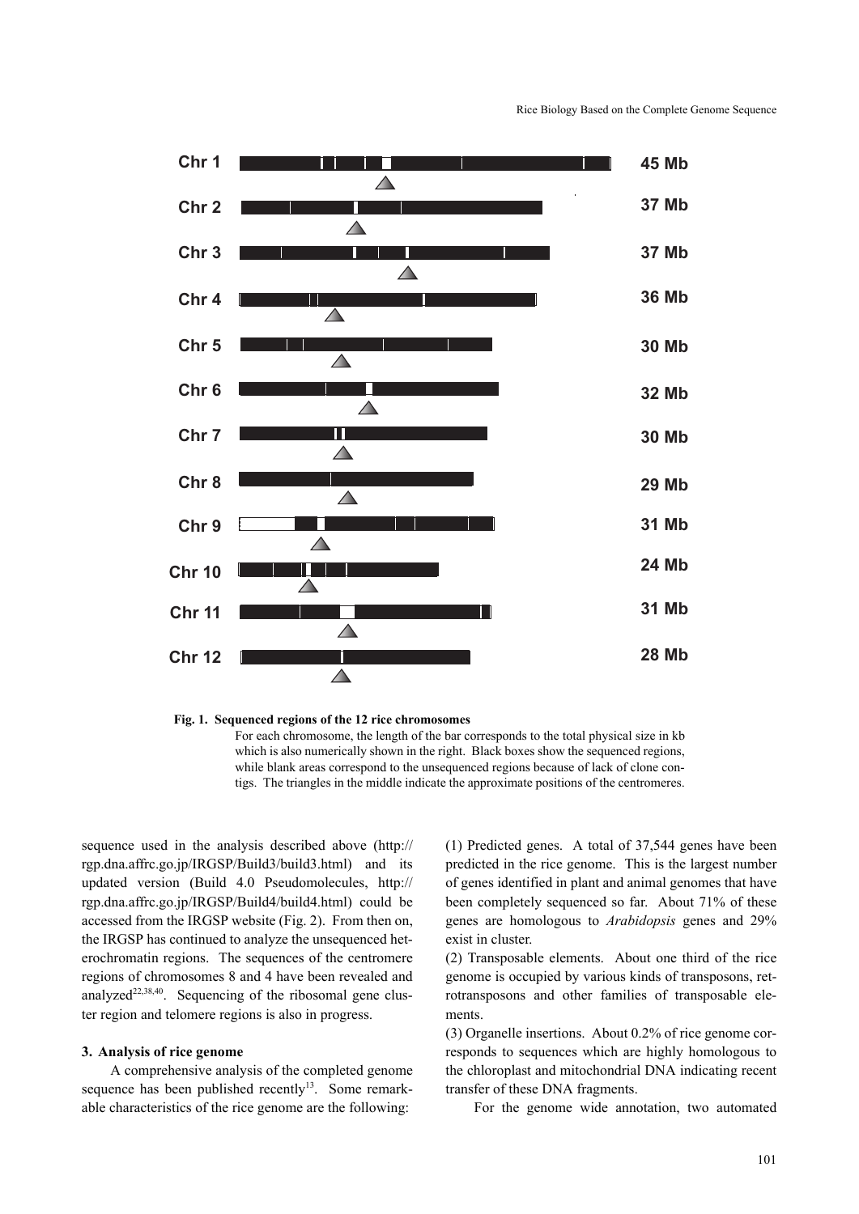Chr 1 — 45 Mb
Chr 2 — 37 Mb
Chr 3 — 37 Mb
Chr 4 — 36 Mb
Chr 5 — 30 Mb
Chr 6 — 32 Mb
Chr 7 — 30 Mb
Chr 8 — 29 Mb
Chr 9 — 31 Mb
Chr 10 — 24 Mb
Chr 11 — 31 Mb
Chr 12 — 28 Mb

**Fig. 1. Sequenced regions of the 12 rice chromosomes**

For each chromosome, the length of the bar corresponds to the total physical size in kb which is also numerically shown in the right. Black boxes show the sequenced regions, while blank areas correspond to the unsequenced regions because of lack of clone contigs. The triangles in the middle indicate the approximate positions of the centromeres.

sequence used in the analysis described above (http://rgp.dna.affrc.go.jp/IRGSP/Build3/build3.html) and its updated version (Build 4.0 Pseudomolecules, http://rgp.dna.affrc.go.jp/IRGSP/Build4/build4.html) could be accessed from the IRGSP website (Fig. 2). From then on, the IRGSP has continued to analyze the unsequenced heterochromatin regions. The sequences of the centromere regions of chromosomes 8 and 4 have been revealed and analyzed[22,38,40]. Sequencing of the ribosomal gene cluster region and telomere regions is also in progress.

### 3. Analysis of rice genome

A comprehensive analysis of the completed genome sequence has been published recently[13]. Some remarkable characteristics of the rice genome are the following:

(1) Predicted genes. A total of 37,544 genes have been predicted in the rice genome. This is the largest number of genes identified in plant and animal genomes that have been completely sequenced so far. About 71% of these genes are homologous to *Arabidopsis* genes and 29% exist in cluster.

(2) Transposable elements. About one third of the rice genome is occupied by various kinds of transposons, retrotransposons and other families of transposable elements.

(3) Organelle insertions. About 0.2% of rice genome corresponds to sequences which are highly homologous to the chloroplast and mitochondrial DNA indicating recent transfer of these DNA fragments.

For the genome wide annotation, two automated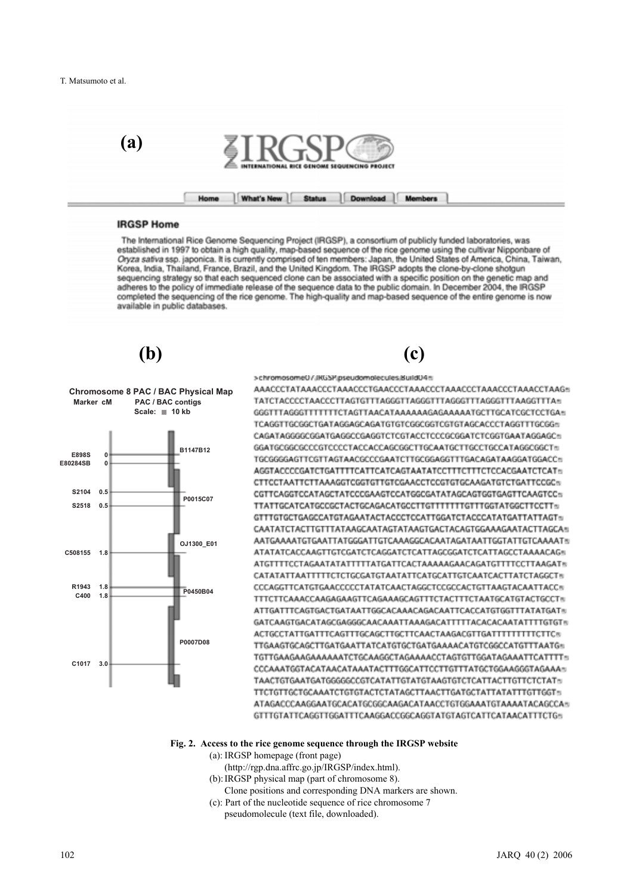Fig. 2. Access to the rice genome sequence through the IRGSP website

(a): IRGSP homepage (front page) (http://rgp.dna.affrc.go.jp/IRGSP/index.html).

(b): IRGSP physical map (part of chromosome 8). Clone positions and corresponding DNA markers are shown.

(c): Part of the nucleotide sequence of rice chromosome 7 pseudomolecule (text file, downloaded).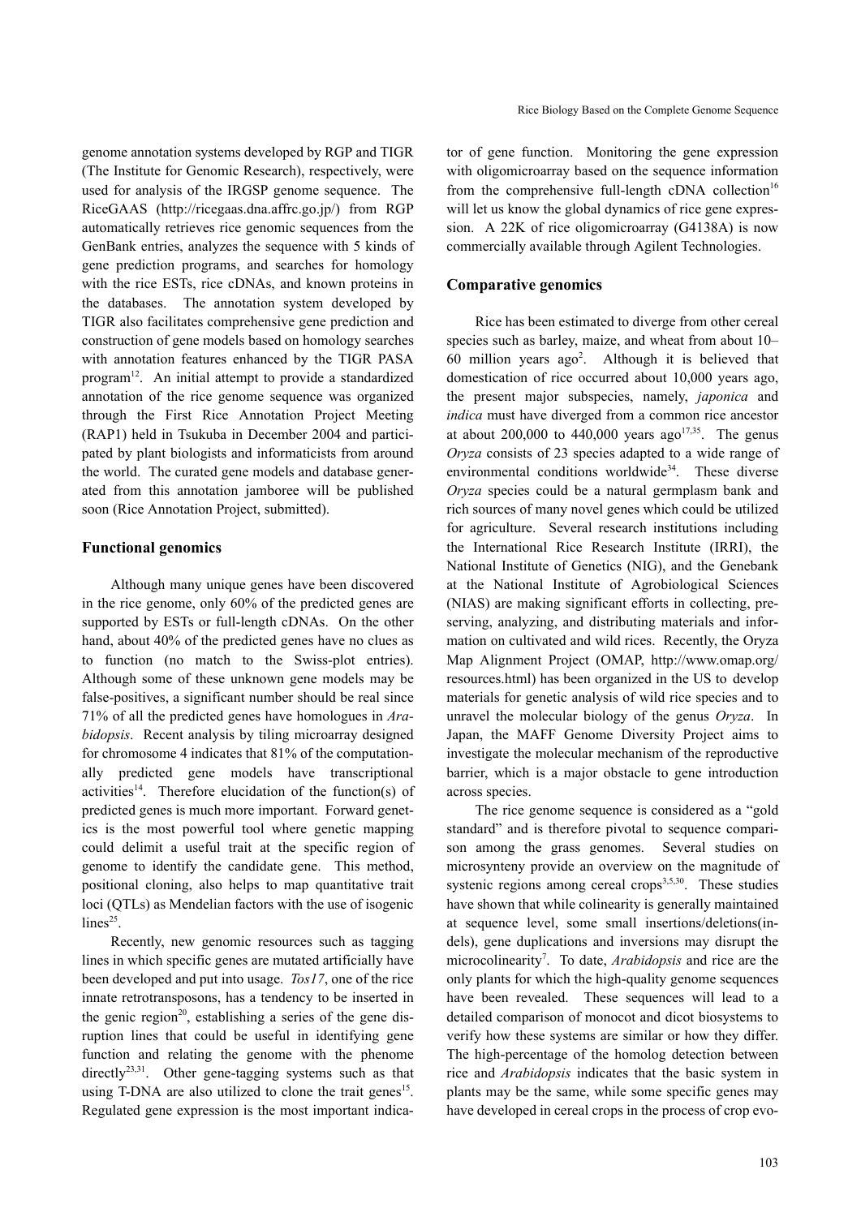genome annotation systems developed by RGP and TIGR (The Institute for Genomic Research), respectively, were used for analysis of the IRGSP genome sequence. The RiceGAAS (http://ricegaas.dna.affrc.go.jp/) from RGP automatically retrieves rice genomic sequences from the GenBank entries, analyzes the sequence with 5 kinds of gene prediction programs, and searches for homology with the rice ESTs, rice cDNAs, and known proteins in the databases. The annotation system developed by TIGR also facilitates comprehensive gene prediction and construction of gene models based on homology searches with annotation features enhanced by the TIGR PASA program[12]. An initial attempt to provide a standardized annotation of the rice genome sequence was organized through the First Rice Annotation Project Meeting (RAP1) held in Tsukuba in December 2004 and participated by plant biologists and informaticists from around the world. The curated gene models and database generated from this annotation jamboree will be published soon (Rice Annotation Project, submitted).

## Functional genomics

Although many unique genes have been discovered in the rice genome, only 60% of the predicted genes are supported by ESTs or full-length cDNAs. On the other hand, about 40% of the predicted genes have no clues as to function (no match to the Swiss-plot entries). Although some of these unknown gene models may be false-positives, a significant number should be real since 71% of all the predicted genes have homologues in *Arabidopsis*. Recent analysis by tiling microarray designed for chromosome 4 indicates that 81% of the computationally predicted gene models have transcriptional activities[14]. Therefore elucidation of the function(s) of predicted genes is much more important. Forward genetics is the most powerful tool where genetic mapping could delimit a useful trait at the specific region of genome to identify the candidate gene. This method, positional cloning, also helps to map quantitative trait loci (QTLs) as Mendelian factors with the use of isogenic lines[25].

Recently, new genomic resources such as tagging lines in which specific genes are mutated artificially have been developed and put into usage. *Tos17*, one of the rice innate retrotransposons, has a tendency to be inserted in the genic region[20], establishing a series of the gene disruption lines that could be useful in identifying gene function and relating the genome with the phenome directly[23,31]. Other gene-tagging systems such as that using T-DNA are also utilized to clone the trait genes[15]. Regulated gene expression is the most important indicator of gene function. Monitoring the gene expression with oligomicroarray based on the sequence information from the comprehensive full-length cDNA collection[16] will let us know the global dynamics of rice gene expression. A 22K of rice oligomicroarray (G4138A) is now commercially available through Agilent Technologies.

## Comparative genomics

Rice has been estimated to diverge from other cereal species such as barley, maize, and wheat from about 10–60 million years ago[2]. Although it is believed that domestication of rice occurred about 10,000 years ago, the present major subspecies, namely, *japonica* and *indica* must have diverged from a common rice ancestor at about 200,000 to 440,000 years ago[17,35]. The genus *Oryza* consists of 23 species adapted to a wide range of environmental conditions worldwide[34]. These diverse *Oryza* species could be a natural germplasm bank and rich sources of many novel genes which could be utilized for agriculture. Several research institutions including the International Rice Research Institute (IRRI), the National Institute of Genetics (NIG), and the Genebank at the National Institute of Agrobiological Sciences (NIAS) are making significant efforts in collecting, preserving, analyzing, and distributing materials and information on cultivated and wild rices. Recently, the Oryza Map Alignment Project (OMAP, http://www.omap.org/resources.html) has been organized in the US to develop materials for genetic analysis of wild rice species and to unravel the molecular biology of the genus *Oryza*. In Japan, the MAFF Genome Diversity Project aims to investigate the molecular mechanism of the reproductive barrier, which is a major obstacle to gene introduction across species.

The rice genome sequence is considered as a "gold standard" and is therefore pivotal to sequence comparison among the grass genomes. Several studies on microsynteny provide an overview on the magnitude of systenic regions among cereal crops[3,5,30]. These studies have shown that while colinearity is generally maintained at sequence level, some small insertions/deletions(indels), gene duplications and inversions may disrupt the microcolinearity[7]. To date, *Arabidopsis* and rice are the only plants for which the high-quality genome sequences have been revealed. These sequences will lead to a detailed comparison of monocot and dicot biosystems to verify how these systems are similar or how they differ. The high-percentage of the homolog detection between rice and *Arabidopsis* indicates that the basic system in plants may be the same, while some specific genes may have developed in cereal crops in the process of crop evo-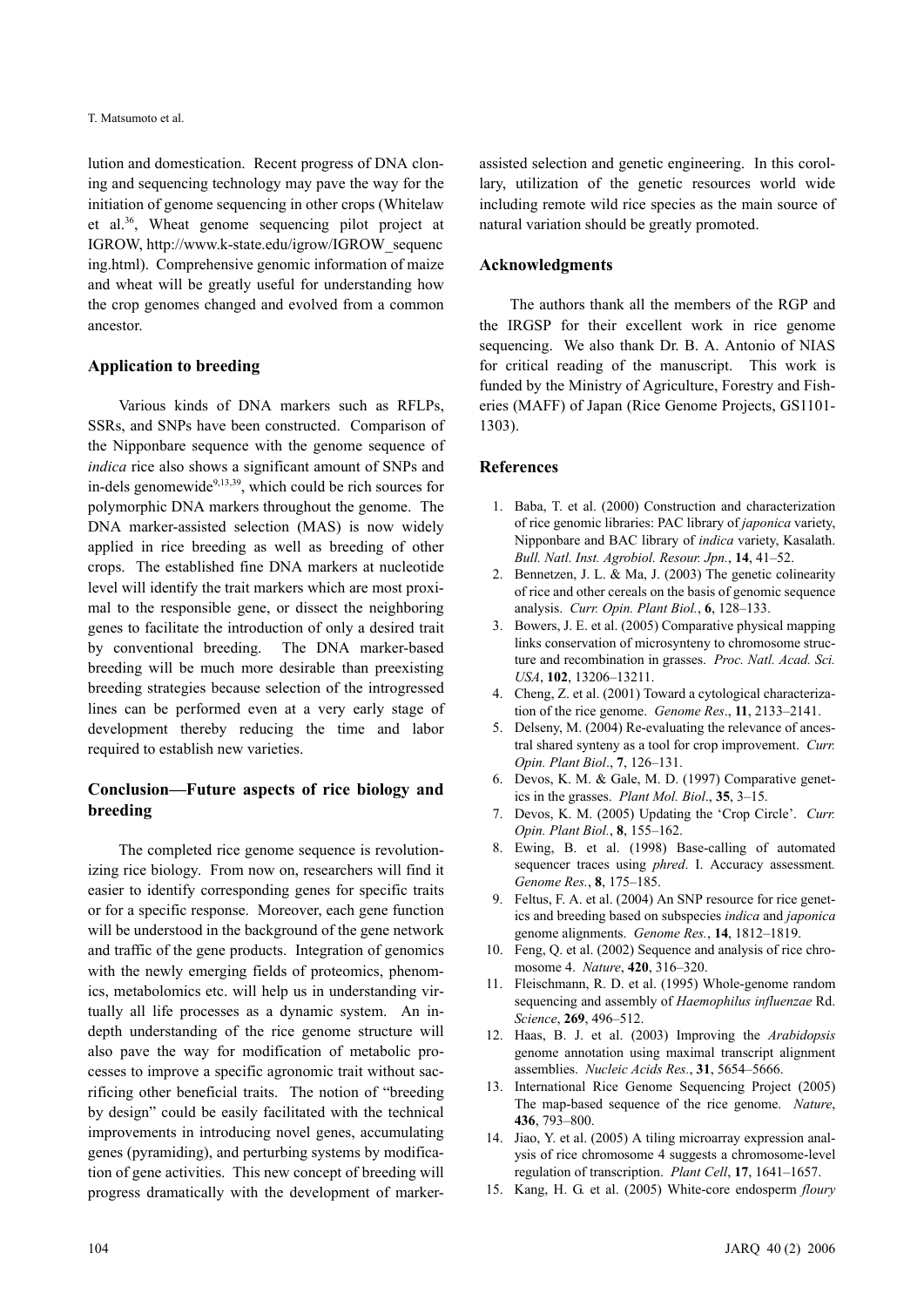lution and domestication. Recent progress of DNA cloning and sequencing technology may pave the way for the initiation of genome sequencing in other crops (Whitelaw et al.[36], Wheat genome sequencing pilot project at IGROW, http://www.k-state.edu/igrow/IGROW_sequencing.html). Comprehensive genomic information of maize and wheat will be greatly useful for understanding how the crop genomes changed and evolved from a common ancestor.

## Application to breeding

Various kinds of DNA markers such as RFLPs, SSRs, and SNPs have been constructed. Comparison of the Nipponbare sequence with the genome sequence of *indica* rice also shows a significant amount of SNPs and in-dels genomewide[9,13,39], which could be rich sources for polymorphic DNA markers throughout the genome. The DNA marker-assisted selection (MAS) is now widely applied in rice breeding as well as breeding of other crops. The established fine DNA markers at nucleotide level will identify the trait markers which are most proximal to the responsible gene, or dissect the neighboring genes to facilitate the introduction of only a desired trait by conventional breeding. The DNA marker-based breeding will be much more desirable than preexisting breeding strategies because selection of the introgressed lines can be performed even at a very early stage of development thereby reducing the time and labor required to establish new varieties.

## Conclusion—Future aspects of rice biology and breeding

The completed rice genome sequence is revolutionizing rice biology. From now on, researchers will find it easier to identify corresponding genes for specific traits or for a specific response. Moreover, each gene function will be understood in the background of the gene network and traffic of the gene products. Integration of genomics with the newly emerging fields of proteomics, phenomics, metabolomics etc. will help us in understanding virtually all life processes as a dynamic system. An in-depth understanding of the rice genome structure will also pave the way for modification of metabolic processes to improve a specific agronomic trait without sacrificing other beneficial traits. The notion of "breeding by design" could be easily facilitated with the technical improvements in introducing novel genes, accumulating genes (pyramiding), and perturbing systems by modification of gene activities. This new concept of breeding will progress dramatically with the development of marker-assisted selection and genetic engineering. In this corollary, utilization of the genetic resources world wide including remote wild rice species as the main source of natural variation should be greatly promoted.

## Acknowledgments

The authors thank all the members of the RGP and the IRGSP for their excellent work in rice genome sequencing. We also thank Dr. B. A. Antonio of NIAS for critical reading of the manuscript. This work is funded by the Ministry of Agriculture, Forestry and Fisheries (MAFF) of Japan (Rice Genome Projects, GS1101-1303).

## References

1. Baba, T. et al. (2000) Construction and characterization of rice genomic libraries: PAC library of *japonica* variety, Nipponbare and BAC library of *indica* variety, Kasalath. *Bull. Natl. Inst. Agrobiol. Resour. Jpn.*, **14**, 41–52.
2. Bennetzen, J. L. & Ma, J. (2003) The genetic colinearity of rice and other cereals on the basis of genomic sequence analysis. *Curr. Opin. Plant Biol.*, **6**, 128–133.
3. Bowers, J. E. et al. (2005) Comparative physical mapping links conservation of microsynteny to chromosome structure and recombination in grasses. *Proc. Natl. Acad. Sci. USA*, **102**, 13206–13211.
4. Cheng, Z. et al. (2001) Toward a cytological characterization of the rice genome. *Genome Res*., **11**, 2133–2141.
5. Delseny, M. (2004) Re-evaluating the relevance of ancestral shared synteny as a tool for crop improvement. *Curr. Opin. Plant Biol*., **7**, 126–131.
6. Devos, K. M. & Gale, M. D. (1997) Comparative genetics in the grasses. *Plant Mol. Biol*., **35**, 3–15.
7. Devos, K. M. (2005) Updating the 'Crop Circle'. *Curr. Opin. Plant Biol.*, **8**, 155–162.
8. Ewing, B. et al. (1998) Base-calling of automated sequencer traces using *phred*. I. Accuracy assessment. *Genome Res.*, **8**, 175–185.
9. Feltus, F. A. et al. (2004) An SNP resource for rice genetics and breeding based on subspecies *indica* and *japonica* genome alignments. *Genome Res.*, **14**, 1812–1819.
10. Feng, Q. et al. (2002) Sequence and analysis of rice chromosome 4. *Nature*, **420**, 316–320.
11. Fleischmann, R. D. et al. (1995) Whole-genome random sequencing and assembly of *Haemophilus influenzae* Rd. *Science*, **269**, 496–512.
12. Haas, B. J. et al. (2003) Improving the *Arabidopsis* genome annotation using maximal transcript alignment assemblies. *Nucleic Acids Res.*, **31**, 5654–5666.
13. International Rice Genome Sequencing Project (2005) The map-based sequence of the rice genome. *Nature*, **436**, 793–800.
14. Jiao, Y. et al. (2005) A tiling microarray expression analysis of rice chromosome 4 suggests a chromosome-level regulation of transcription. *Plant Cell*, **17**, 1641–1657.
15. Kang, H. G. et al. (2005) White-core endosperm *floury*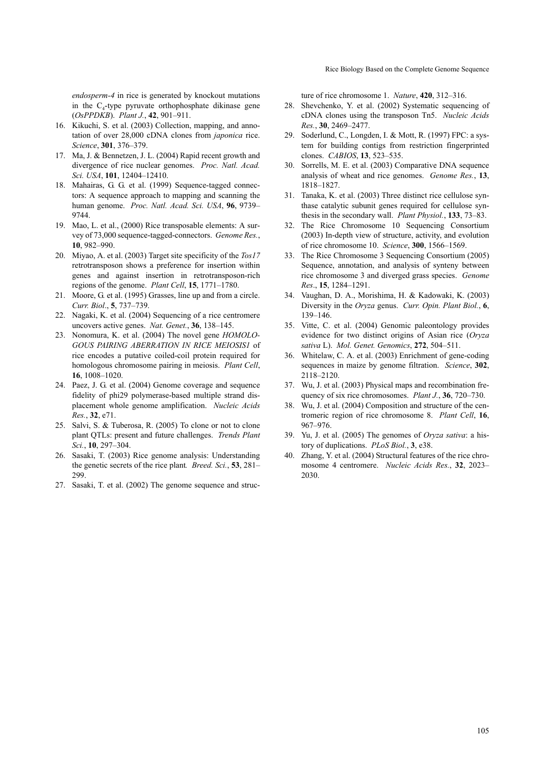*endosperm-4* in rice is generated by knockout mutations in the $C_4$-type pyruvate orthophosphate dikinase gene (*OsPPDKB*). *Plant J.*, **42**, 901–911.

16. Kikuchi, S. et al. (2003) Collection, mapping, and annotation of over 28,000 cDNA clones from *japonica* rice. *Science*, **301**, 376–379.
17. Ma, J. & Bennetzen, J. L. (2004) Rapid recent growth and divergence of rice nuclear genomes. *Proc. Natl. Acad. Sci. USA*, **101**, 12404–12410.
18. Mahairas, G. G. et al. (1999) Sequence-tagged connectors: A sequence approach to mapping and scanning the human genome. *Proc. Natl. Acad. Sci. USA*, **96**, 9739–9744.
19. Mao, L. et al., (2000) Rice transposable elements: A survey of 73,000 sequence-tagged-connectors. *Genome Res.*, **10**, 982–990.
20. Miyao, A. et al. (2003) Target site specificity of the *Tos17* retrotransposon shows a preference for insertion within genes and against insertion in retrotransposon-rich regions of the genome. *Plant Cell*, **15**, 1771–1780.
21. Moore, G. et al. (1995) Grasses, line up and from a circle. *Curr. Biol*., **5**, 737–739.
22. Nagaki, K. et al. (2004) Sequencing of a rice centromere uncovers active genes. *Nat. Genet.*, **36**, 138–145.
23. Nonomura, K. et al. (2004) The novel gene *HOMOLOGOUS PAIRING ABERRATION IN RICE MEIOSIS1* of rice encodes a putative coiled-coil protein required for homologous chromosome pairing in meiosis. *Plant Cell*, **16**, 1008–1020.
24. Paez, J. G. et al. (2004) Genome coverage and sequence fidelity of phi29 polymerase-based multiple strand displacement whole genome amplification. *Nucleic Acids Res.*, **32**, e71.
25. Salvi, S. & Tuberosa, R. (2005) To clone or not to clone plant QTLs: present and future challenges. *Trends Plant Sci.*, **10**, 297–304.
26. Sasaki, T. (2003) Rice genome analysis: Understanding the genetic secrets of the rice plant*. Breed. Sci.*, **53**, 281–299.
27. Sasaki, T. et al. (2002) The genome sequence and structure of rice chromosome 1. *Nature*, **420**, 312–316.
28. Shevchenko, Y. et al. (2002) Systematic sequencing of cDNA clones using the transposon Tn5. *Nucleic Acids Res.*, **30**, 2469–2477.
29. Soderlund, C., Longden, I. & Mott, R. (1997) FPC: a system for building contigs from restriction fingerprinted clones. *CABIOS*, **13**, 523–535.
30. Sorrells, M. E. et al. (2003) Comparative DNA sequence analysis of wheat and rice genomes. *Genome Res.*, **13**, 1818–1827.
31. Tanaka, K. et al. (2003) Three distinct rice cellulose synthase catalytic subunit genes required for cellulose synthesis in the secondary wall. *Plant Physiol.*, **133**, 73–83.
32. The Rice Chromosome 10 Sequencing Consortium (2003) In-depth view of structure, activity, and evolution of rice chromosome 10. *Science*, **300**, 1566–1569.
33. The Rice Chromosome 3 Sequencing Consortium (2005) Sequence, annotation, and analysis of synteny between rice chromosome 3 and diverged grass species. *Genome Res*., **15**, 1284–1291.
34. Vaughan, D. A., Morishima, H. & Kadowaki, K. (2003) Diversity in the *Oryza* genus. *Curr. Opin. Plant Biol.*, **6**, 139–146.
35. Vitte, C. et al. (2004) Genomic paleontology provides evidence for two distinct origins of Asian rice (*Oryza sativa* L). *Mol. Genet. Genomics*, **272**, 504–511.
36. Whitelaw, C. A. et al. (2003) Enrichment of gene-coding sequences in maize by genome filtration. *Science*, **302**, 2118–2120.
37. Wu, J. et al. (2003) Physical maps and recombination frequency of six rice chromosomes. *Plant J.*, **36**, 720–730.
38. Wu, J. et al. (2004) Composition and structure of the centromeric region of rice chromosome 8. *Plant Cell*, **16**, 967–976.
39. Yu, J. et al. (2005) The genomes of *Oryza sativa*: a history of duplications. *PLoS Biol.*, **3**, e38.
40. Zhang, Y. et al. (2004) Structural features of the rice chromosome 4 centromere. *Nucleic Acids Res.*, **32**, 2023–2030.